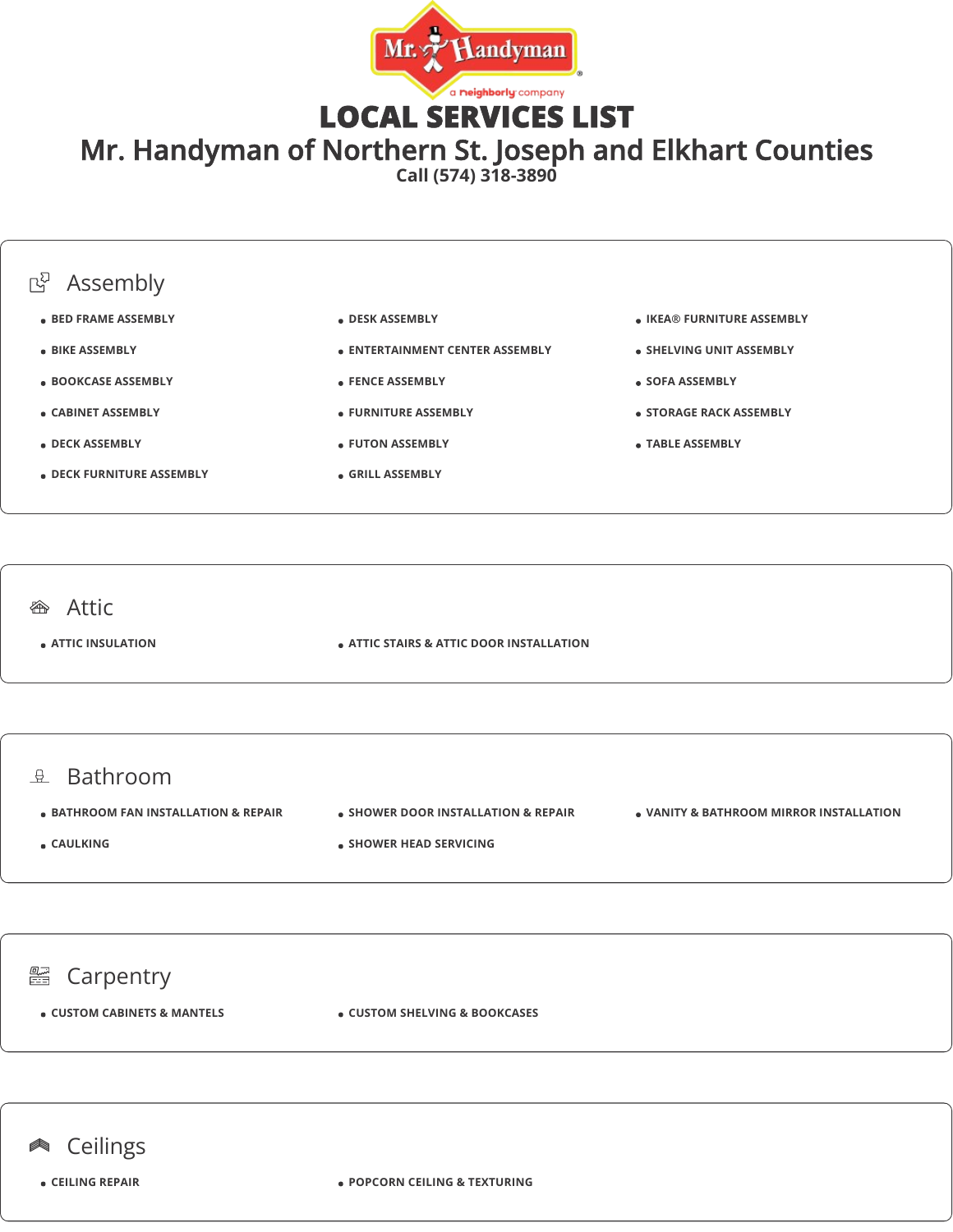# LOCAL SERVICES LIST

## Mr. Handyman of Northern St. Joseph and Elkhart Counties

Call (574) 318-3890

### Assembly

- BED FRAME ASSEMBLY
- BIKE ASSEMBLY
- BOOKCASE ASSEMBLY
- CABINET ASSEMBLY
- DECK ASSEMBLY
- DECK FURNITURE ASSEMBLY
- DESK ASSEMBLY
- ENTERTAINMENT CENTER ASSEMBLY
- FENCE ASSEMBLY
- FURNITURE ASSEMBLY
- FUTON ASSEMBLY
- GRILL ASSEMBLY
- IKEA® FURNITURE ASSEMBLY
- SHELVING UNIT ASSEMBLY
- SOFA ASSEMBLY
- STORAGE RACK ASSEMBLY
- TABLE ASSEMBLY

### Attic

- ATTIC INSULATION
- ATTIC STAIRS & ATTIC DOOR INSTALLATION

### Bathroom

- BATHROOM FAN INSTALLATION & REPAIR
- CAULKING
- SHOWER DOOR INSTALLATION & REPAIR
- SHOWER HEAD SERVICING
- VANITY & BATHROOM MIRROR INSTALLATION

### Carpentry

- CUSTOM CABINETS & MANTELS
- CUSTOM SHELVING & BOOKCASES

### Ceilings

- CEILING REPAIR
- POPCORN CEILING & TEXTURING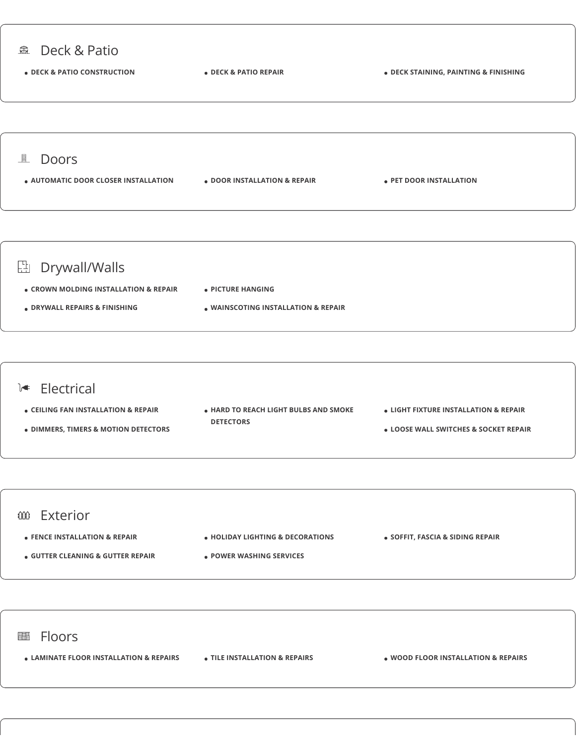## Deck & Patio

- DECK & PATIO CONSTRUCTION
- DECK & PATIO REPAIR
- DECK STAINING, PAINTING & FINISHING

## Doors

- AUTOMATIC DOOR CLOSER INSTALLATION
- DOOR INSTALLATION & REPAIR
- PET DOOR INSTALLATION

## Drywall/Walls

- CROWN MOLDING INSTALLATION & REPAIR
- DRYWALL REPAIRS & FINISHING
- PICTURE HANGING
- WAINSCOTING INSTALLATION & REPAIR

## Electrical

- CEILING FAN INSTALLATION & REPAIR
- DIMMERS, TIMERS & MOTION DETECTORS
- HARD TO REACH LIGHT BULBS AND SMOKE DETECTORS
- LIGHT FIXTURE INSTALLATION & REPAIR
- LOOSE WALL SWITCHES & SOCKET REPAIR

## Exterior

- FENCE INSTALLATION & REPAIR
- GUTTER CLEANING & GUTTER REPAIR
- HOLIDAY LIGHTING & DECORATIONS
- POWER WASHING SERVICES
- SOFFIT, FASCIA & SIDING REPAIR

## Floors

- LAMINATE FLOOR INSTALLATION & REPAIRS
- TILE INSTALLATION & REPAIRS
- WOOD FLOOR INSTALLATION & REPAIRS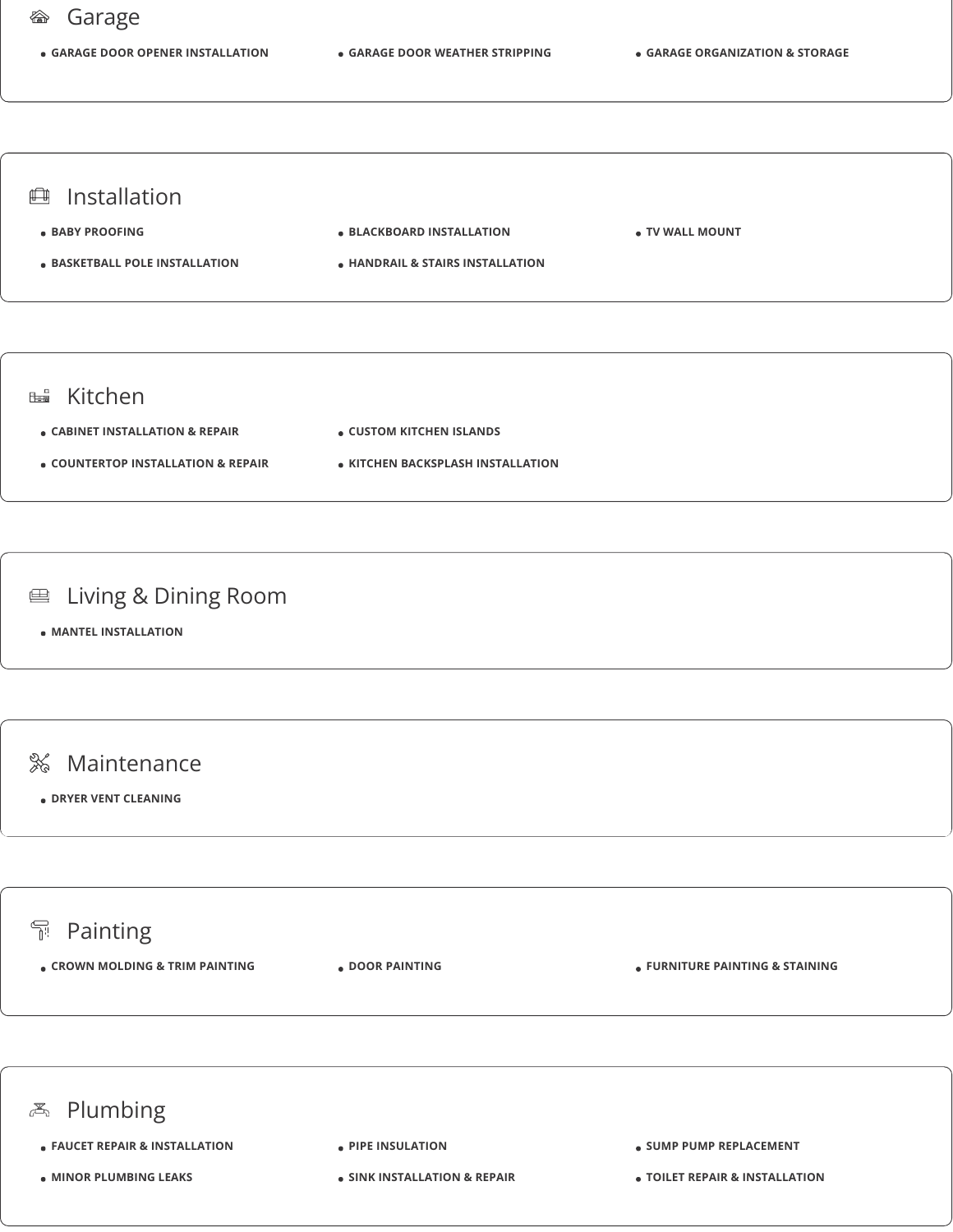## Garage

- GARAGE DOOR OPENER INSTALLATION
- GARAGE DOOR WEATHER STRIPPING
- GARAGE ORGANIZATION & STORAGE

## Installation

- BABY PROOFING
- BLACKBOARD INSTALLATION
- TV WALL MOUNT
- BASKETBALL POLE INSTALLATION
- HANDRAIL & STAIRS INSTALLATION

## Kitchen

- CABINET INSTALLATION & REPAIR
- CUSTOM KITCHEN ISLANDS
- COUNTERTOP INSTALLATION & REPAIR
- KITCHEN BACKSPLASH INSTALLATION

## Living & Dining Room

- MANTEL INSTALLATION

## Maintenance

- DRYER VENT CLEANING

## Painting

- CROWN MOLDING & TRIM PAINTING
- DOOR PAINTING
- FURNITURE PAINTING & STAINING

## Plumbing

- FAUCET REPAIR & INSTALLATION
- PIPE INSULATION
- SUMP PUMP REPLACEMENT
- MINOR PLUMBING LEAKS
- SINK INSTALLATION & REPAIR
- TOILET REPAIR & INSTALLATION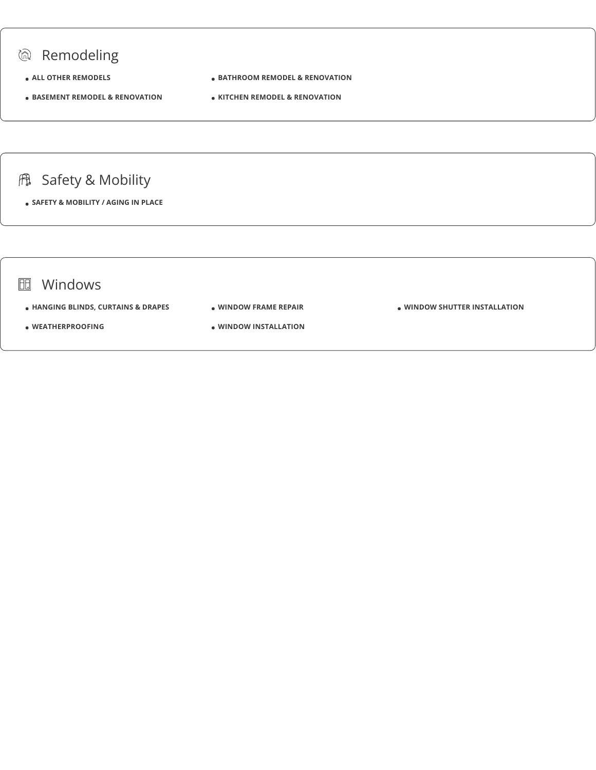## Remodeling

- ALL OTHER REMODELS
- BATHROOM REMODEL & RENOVATION
- BASEMENT REMODEL & RENOVATION
- KITCHEN REMODEL & RENOVATION

## Safety & Mobility

- SAFETY & MOBILITY / AGING IN PLACE

## Windows

- HANGING BLINDS, CURTAINS & DRAPES
- WINDOW FRAME REPAIR
- WINDOW SHUTTER INSTALLATION
- WEATHERPROOFING
- WINDOW INSTALLATION